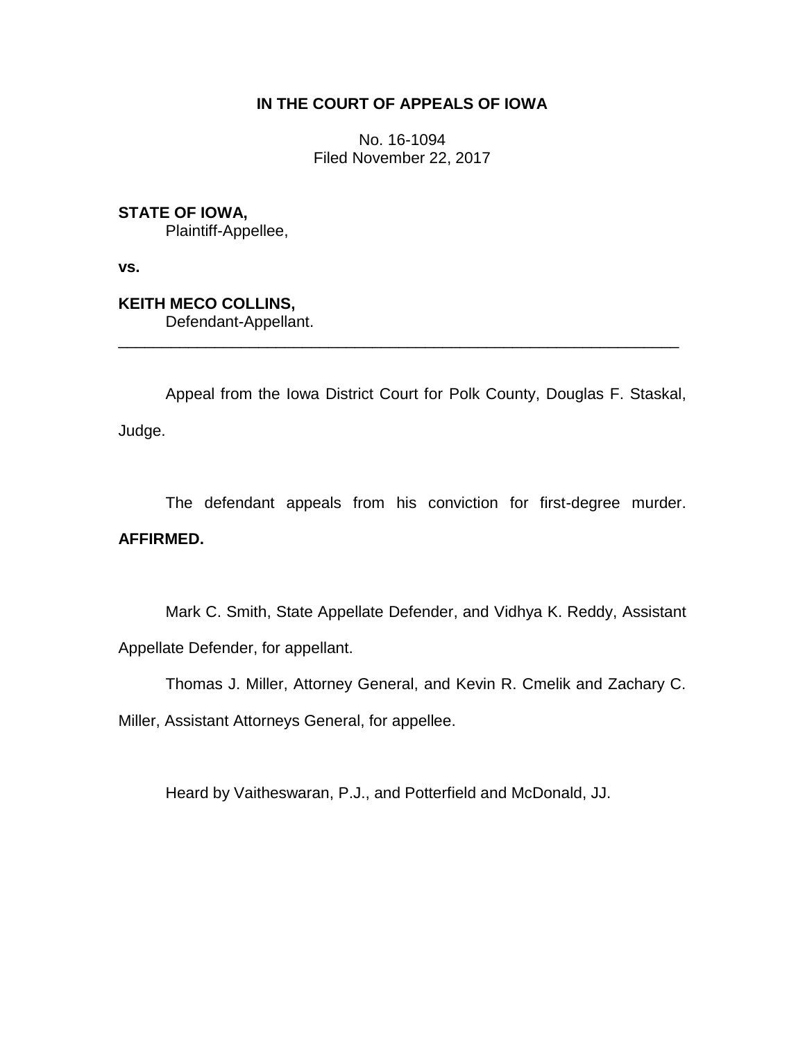**IN THE COURT OF APPEALS OF IOWA**

No. 16-1094
Filed November 22, 2017

**STATE OF IOWA,**
Plaintiff-Appellee,

**vs.**

**KEITH MECO COLLINS,**
Defendant-Appellant.

---

Appeal from the Iowa District Court for Polk County, Douglas F. Staskal, Judge.

The defendant appeals from his conviction for first-degree murder. **AFFIRMED.**

Mark C. Smith, State Appellate Defender, and Vidhya K. Reddy, Assistant Appellate Defender, for appellant.

Thomas J. Miller, Attorney General, and Kevin R. Cmelik and Zachary C. Miller, Assistant Attorneys General, for appellee.

Heard by Vaitheswaran, P.J., and Potterfield and McDonald, JJ.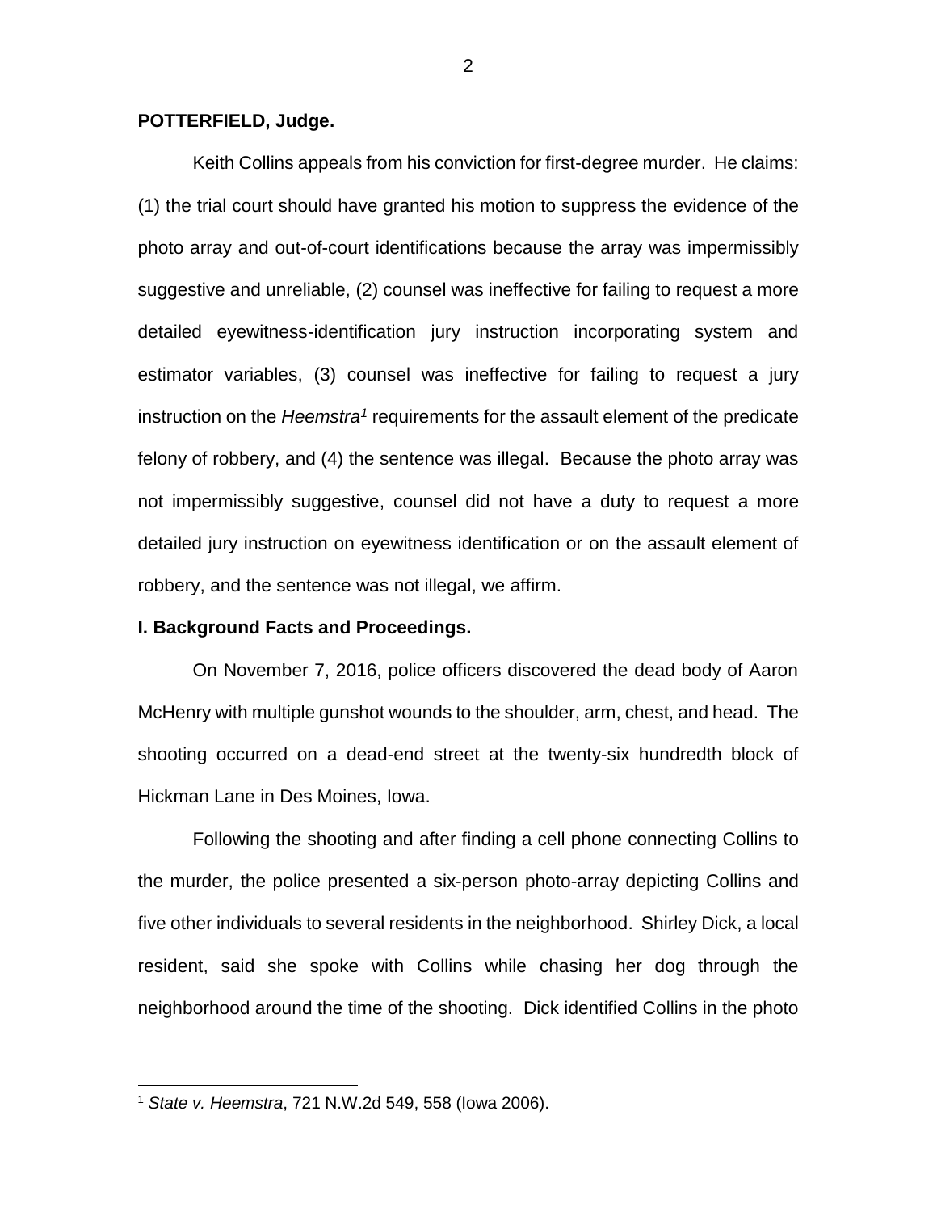**POTTERFIELD, Judge.**

Keith Collins appeals from his conviction for first-degree murder. He claims: (1) the trial court should have granted his motion to suppress the evidence of the photo array and out-of-court identifications because the array was impermissibly suggestive and unreliable, (2) counsel was ineffective for failing to request a more detailed eyewitness-identification jury instruction incorporating system and estimator variables, (3) counsel was ineffective for failing to request a jury instruction on the *Heemstra*[1] requirements for the assault element of the predicate felony of robbery, and (4) the sentence was illegal. Because the photo array was not impermissibly suggestive, counsel did not have a duty to request a more detailed jury instruction on eyewitness identification or on the assault element of robbery, and the sentence was not illegal, we affirm.

**I. Background Facts and Proceedings.**

On November 7, 2016, police officers discovered the dead body of Aaron McHenry with multiple gunshot wounds to the shoulder, arm, chest, and head. The shooting occurred on a dead-end street at the twenty-six hundredth block of Hickman Lane in Des Moines, Iowa.

Following the shooting and after finding a cell phone connecting Collins to the murder, the police presented a six-person photo-array depicting Collins and five other individuals to several residents in the neighborhood. Shirley Dick, a local resident, said she spoke with Collins while chasing her dog through the neighborhood around the time of the shooting. Dick identified Collins in the photo

[1] *State v. Heemstra*, 721 N.W.2d 549, 558 (Iowa 2006).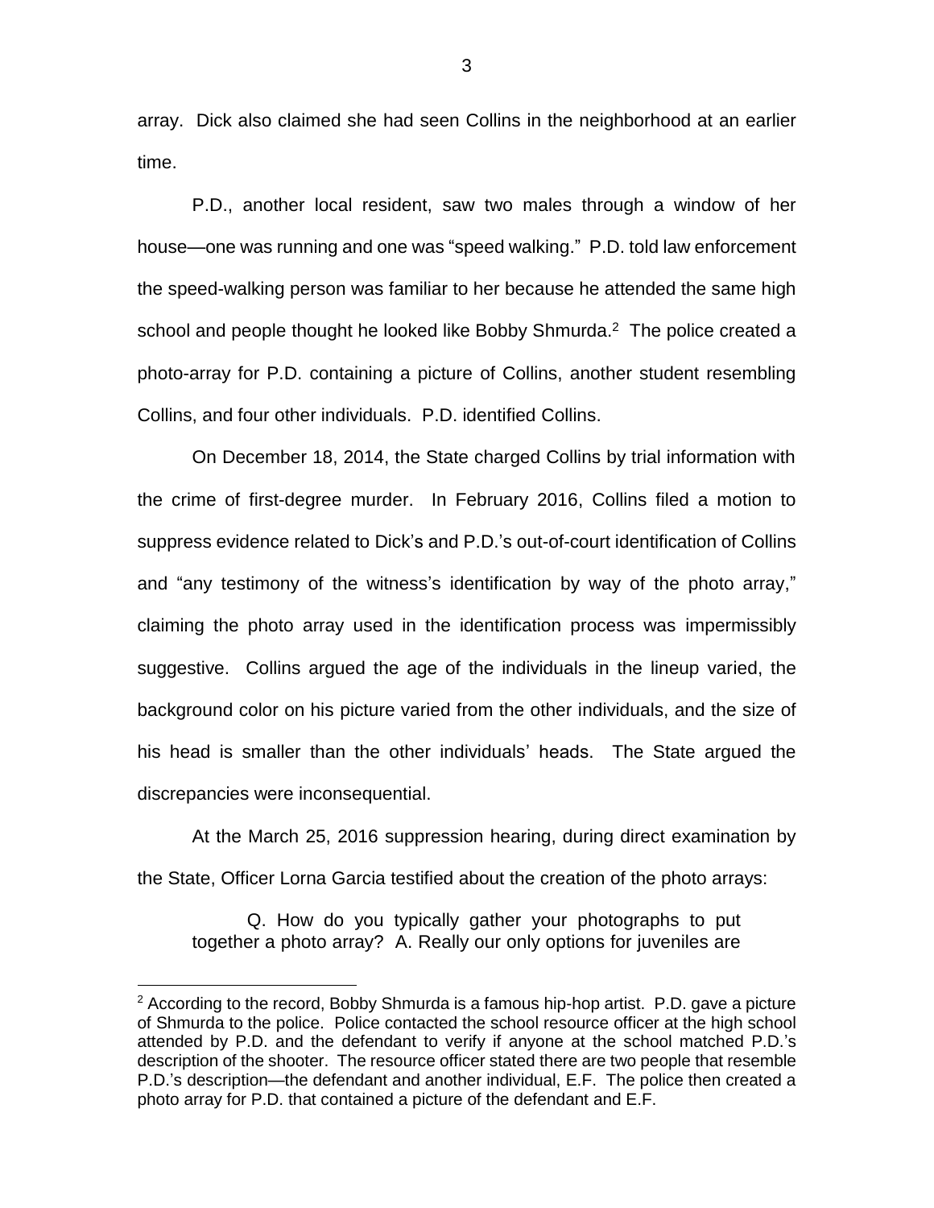array. Dick also claimed she had seen Collins in the neighborhood at an earlier time.

P.D., another local resident, saw two males through a window of her house—one was running and one was "speed walking." P.D. told law enforcement the speed-walking person was familiar to her because he attended the same high school and people thought he looked like Bobby Shmurda.[2] The police created a photo-array for P.D. containing a picture of Collins, another student resembling Collins, and four other individuals. P.D. identified Collins.

On December 18, 2014, the State charged Collins by trial information with the crime of first-degree murder. In February 2016, Collins filed a motion to suppress evidence related to Dick's and P.D.'s out-of-court identification of Collins and "any testimony of the witness's identification by way of the photo array," claiming the photo array used in the identification process was impermissibly suggestive. Collins argued the age of the individuals in the lineup varied, the background color on his picture varied from the other individuals, and the size of his head is smaller than the other individuals' heads. The State argued the discrepancies were inconsequential.

At the March 25, 2016 suppression hearing, during direct examination by the State, Officer Lorna Garcia testified about the creation of the photo arrays:

> Q. How do you typically gather your photographs to put together a photo array? A. Really our only options for juveniles are

[2] According to the record, Bobby Shmurda is a famous hip-hop artist. P.D. gave a picture of Shmurda to the police. Police contacted the school resource officer at the high school attended by P.D. and the defendant to verify if anyone at the school matched P.D.'s description of the shooter. The resource officer stated there are two people that resemble P.D.'s description—the defendant and another individual, E.F. The police then created a photo array for P.D. that contained a picture of the defendant and E.F.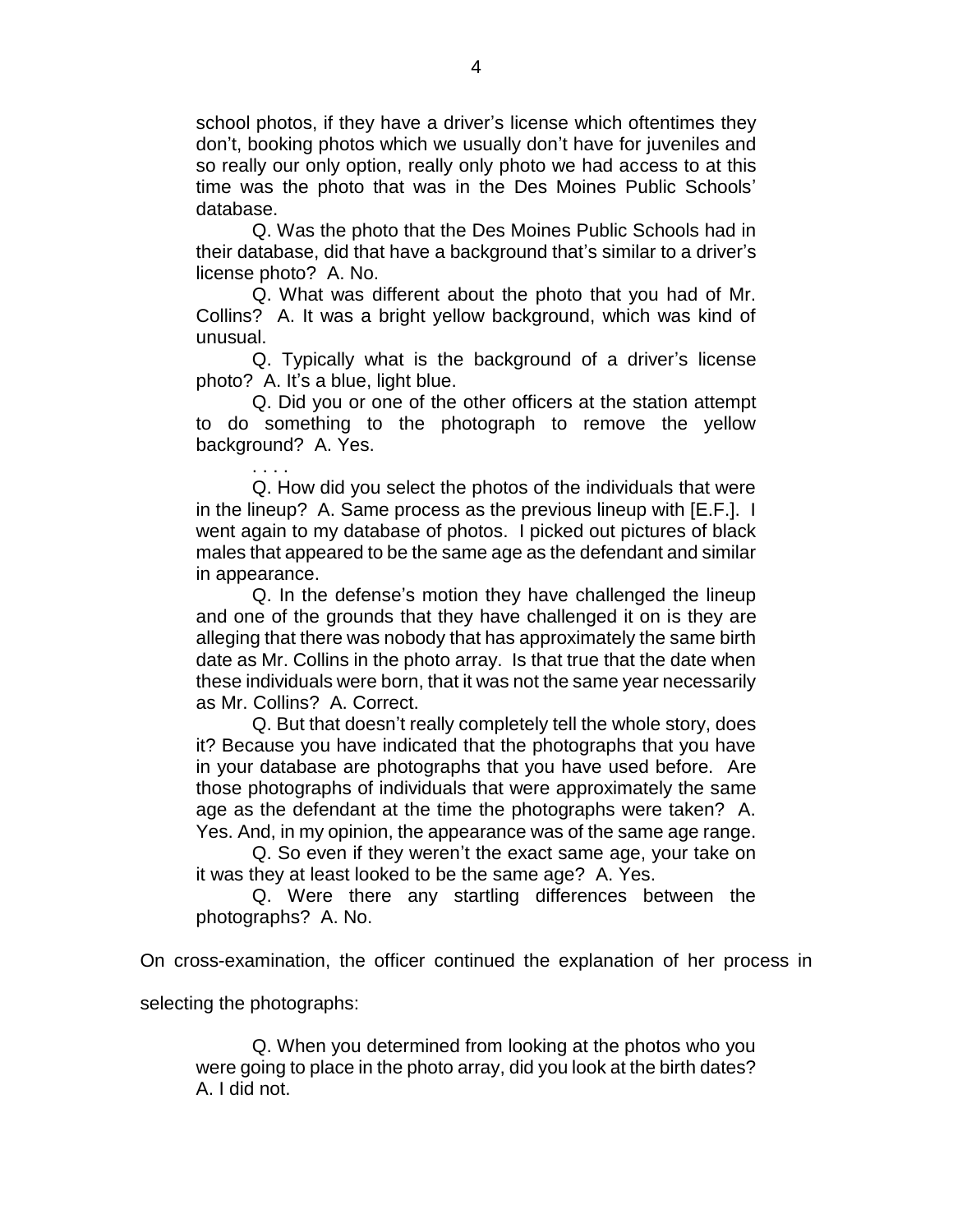school photos, if they have a driver's license which oftentimes they don't, booking photos which we usually don't have for juveniles and so really our only option, really only photo we had access to at this time was the photo that was in the Des Moines Public Schools' database.

> Q. Was the photo that the Des Moines Public Schools had in their database, did that have a background that's similar to a driver's license photo? A. No.
>
> Q. What was different about the photo that you had of Mr. Collins? A. It was a bright yellow background, which was kind of unusual.
>
> Q. Typically what is the background of a driver's license photo? A. It's a blue, light blue.
>
> Q. Did you or one of the other officers at the station attempt to do something to the photograph to remove the yellow background? A. Yes.
>
> . . . .
>
> Q. How did you select the photos of the individuals that were in the lineup? A. Same process as the previous lineup with [E.F.]. I went again to my database of photos. I picked out pictures of black males that appeared to be the same age as the defendant and similar in appearance.
>
> Q. In the defense's motion they have challenged the lineup and one of the grounds that they have challenged it on is they are alleging that there was nobody that has approximately the same birth date as Mr. Collins in the photo array. Is that true that the date when these individuals were born, that it was not the same year necessarily as Mr. Collins? A. Correct.
>
> Q. But that doesn't really completely tell the whole story, does it? Because you have indicated that the photographs that you have in your database are photographs that you have used before. Are those photographs of individuals that were approximately the same age as the defendant at the time the photographs were taken? A. Yes. And, in my opinion, the appearance was of the same age range.
>
> Q. So even if they weren't the exact same age, your take on it was they at least looked to be the same age? A. Yes.
>
> Q. Were there any startling differences between the photographs? A. No.

On cross-examination, the officer continued the explanation of her process in selecting the photographs:

> Q. When you determined from looking at the photos who you were going to place in the photo array, did you look at the birth dates? A. I did not.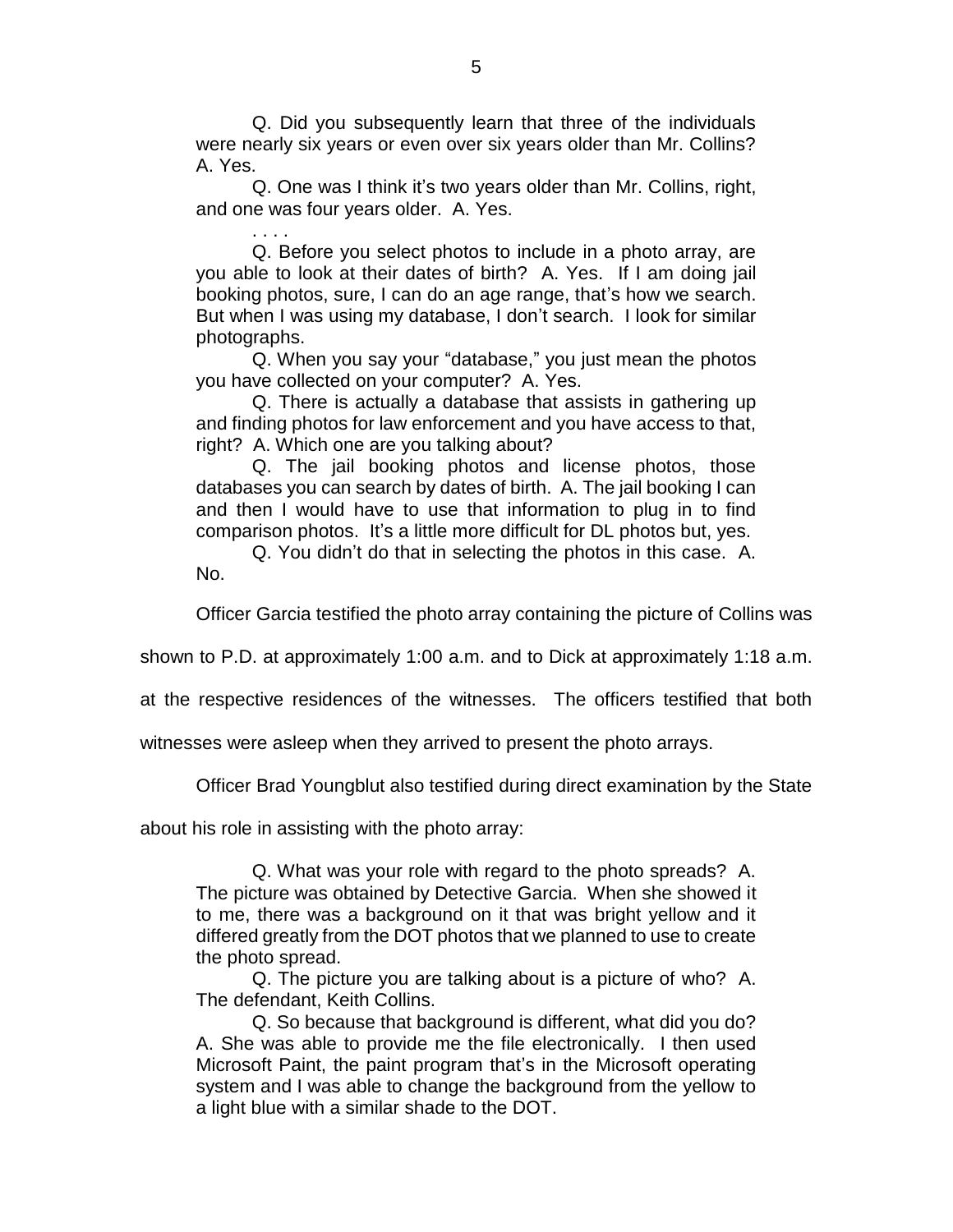> Q. Did you subsequently learn that three of the individuals were nearly six years or even over six years older than Mr. Collins? A. Yes.
>
> Q. One was I think it's two years older than Mr. Collins, right, and one was four years older. A. Yes.
>
> . . . .
>
> Q. Before you select photos to include in a photo array, are you able to look at their dates of birth? A. Yes. If I am doing jail booking photos, sure, I can do an age range, that's how we search. But when I was using my database, I don't search. I look for similar photographs.
>
> Q. When you say your "database," you just mean the photos you have collected on your computer? A. Yes.
>
> Q. There is actually a database that assists in gathering up and finding photos for law enforcement and you have access to that, right? A. Which one are you talking about?
>
> Q. The jail booking photos and license photos, those databases you can search by dates of birth. A. The jail booking I can and then I would have to use that information to plug in to find comparison photos. It's a little more difficult for DL photos but, yes.
>
> Q. You didn't do that in selecting the photos in this case. A. No.

Officer Garcia testified the photo array containing the picture of Collins was shown to P.D. at approximately 1:00 a.m. and to Dick at approximately 1:18 a.m. at the respective residences of the witnesses. The officers testified that both witnesses were asleep when they arrived to present the photo arrays.

Officer Brad Youngblut also testified during direct examination by the State about his role in assisting with the photo array:

> Q. What was your role with regard to the photo spreads? A. The picture was obtained by Detective Garcia. When she showed it to me, there was a background on it that was bright yellow and it differed greatly from the DOT photos that we planned to use to create the photo spread.
>
> Q. The picture you are talking about is a picture of who? A. The defendant, Keith Collins.
>
> Q. So because that background is different, what did you do? A. She was able to provide me the file electronically. I then used Microsoft Paint, the paint program that's in the Microsoft operating system and I was able to change the background from the yellow to a light blue with a similar shade to the DOT.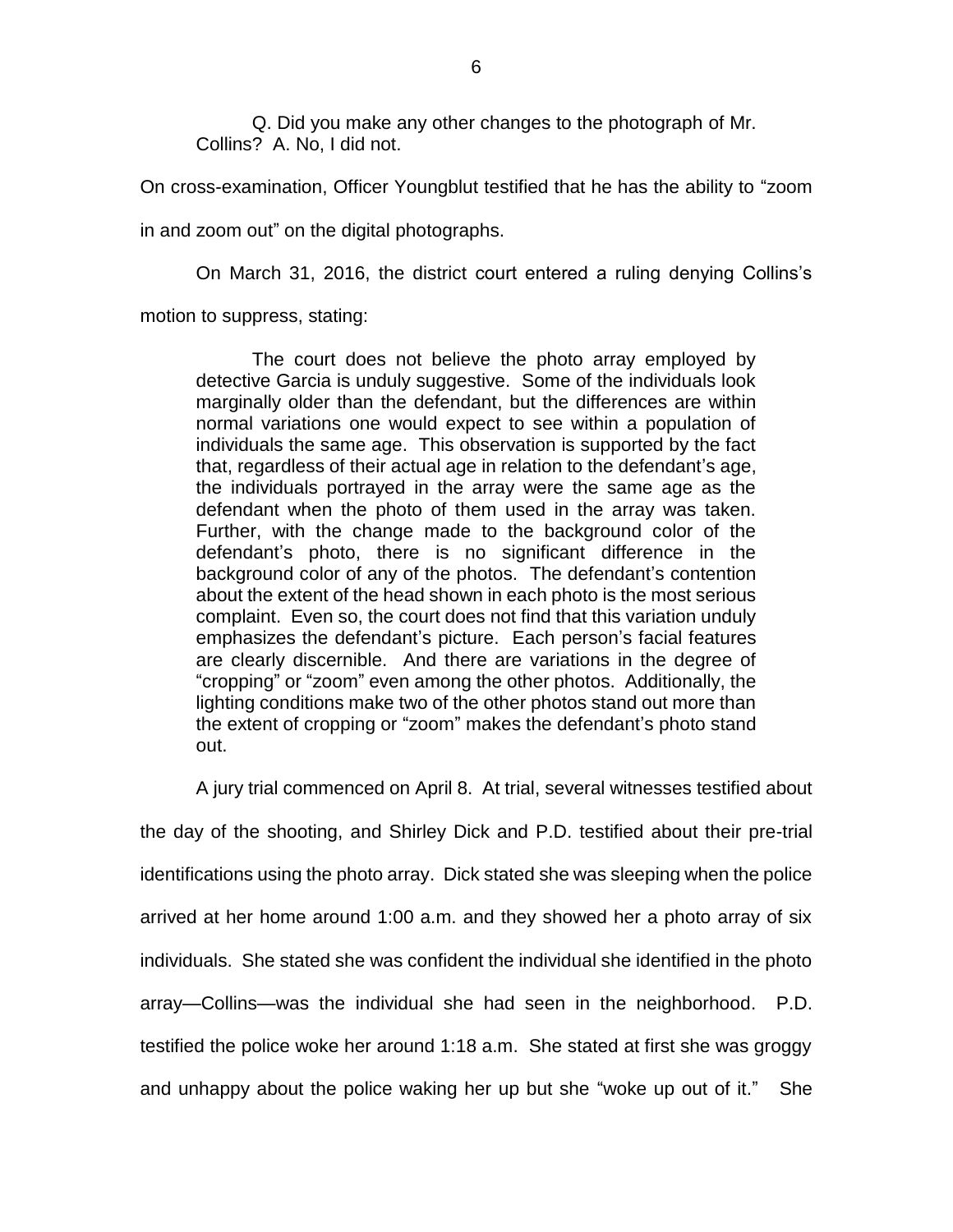> Q. Did you make any other changes to the photograph of Mr. Collins? A. No, I did not.

On cross-examination, Officer Youngblut testified that he has the ability to "zoom in and zoom out" on the digital photographs.

On March 31, 2016, the district court entered a ruling denying Collins's motion to suppress, stating:

> The court does not believe the photo array employed by detective Garcia is unduly suggestive. Some of the individuals look marginally older than the defendant, but the differences are within normal variations one would expect to see within a population of individuals the same age. This observation is supported by the fact that, regardless of their actual age in relation to the defendant's age, the individuals portrayed in the array were the same age as the defendant when the photo of them used in the array was taken. Further, with the change made to the background color of the defendant's photo, there is no significant difference in the background color of any of the photos. The defendant's contention about the extent of the head shown in each photo is the most serious complaint. Even so, the court does not find that this variation unduly emphasizes the defendant's picture. Each person's facial features are clearly discernible. And there are variations in the degree of "cropping" or "zoom" even among the other photos. Additionally, the lighting conditions make two of the other photos stand out more than the extent of cropping or "zoom" makes the defendant's photo stand out.

A jury trial commenced on April 8. At trial, several witnesses testified about the day of the shooting, and Shirley Dick and P.D. testified about their pre-trial identifications using the photo array. Dick stated she was sleeping when the police arrived at her home around 1:00 a.m. and they showed her a photo array of six individuals. She stated she was confident the individual she identified in the photo array—Collins—was the individual she had seen in the neighborhood. P.D. testified the police woke her around 1:18 a.m. She stated at first she was groggy and unhappy about the police waking her up but she "woke up out of it." She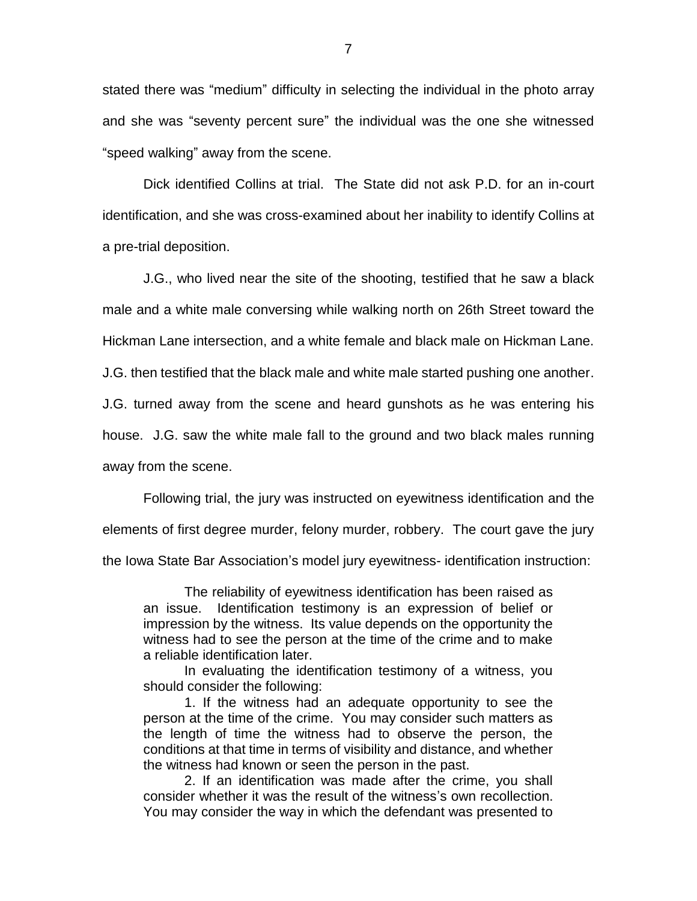stated there was "medium" difficulty in selecting the individual in the photo array and she was "seventy percent sure" the individual was the one she witnessed "speed walking" away from the scene.

Dick identified Collins at trial. The State did not ask P.D. for an in-court identification, and she was cross-examined about her inability to identify Collins at a pre-trial deposition.

J.G., who lived near the site of the shooting, testified that he saw a black male and a white male conversing while walking north on 26th Street toward the Hickman Lane intersection, and a white female and black male on Hickman Lane. J.G. then testified that the black male and white male started pushing one another. J.G. turned away from the scene and heard gunshots as he was entering his house. J.G. saw the white male fall to the ground and two black males running away from the scene.

Following trial, the jury was instructed on eyewitness identification and the elements of first degree murder, felony murder, robbery. The court gave the jury the Iowa State Bar Association's model jury eyewitness- identification instruction:

> The reliability of eyewitness identification has been raised as an issue. Identification testimony is an expression of belief or impression by the witness. Its value depends on the opportunity the witness had to see the person at the time of the crime and to make a reliable identification later.
>
> In evaluating the identification testimony of a witness, you should consider the following:
>
> 1. If the witness had an adequate opportunity to see the person at the time of the crime. You may consider such matters as the length of time the witness had to observe the person, the conditions at that time in terms of visibility and distance, and whether the witness had known or seen the person in the past.
>
> 2. If an identification was made after the crime, you shall consider whether it was the result of the witness's own recollection. You may consider the way in which the defendant was presented to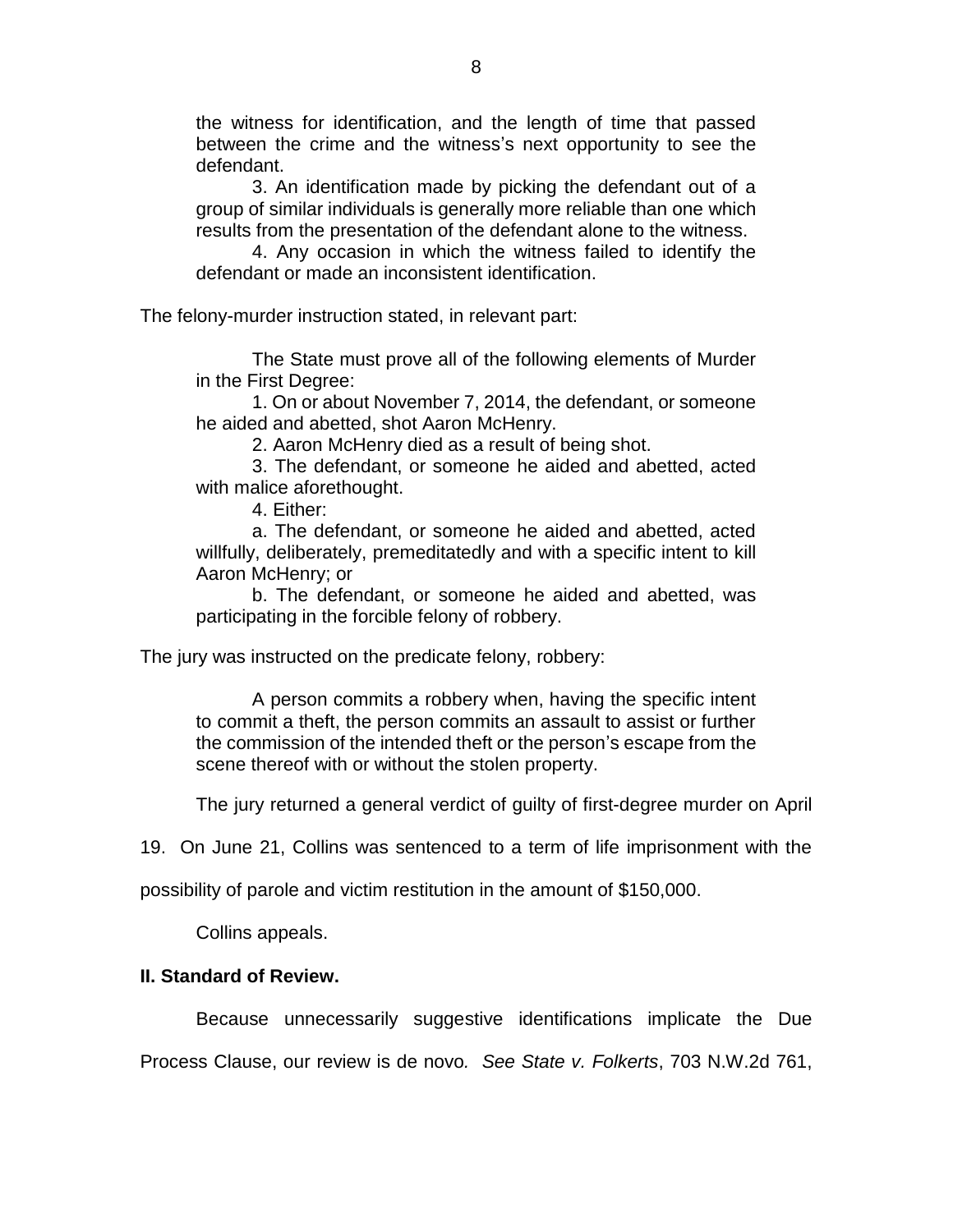the witness for identification, and the length of time that passed between the crime and the witness's next opportunity to see the defendant.

3. An identification made by picking the defendant out of a group of similar individuals is generally more reliable than one which results from the presentation of the defendant alone to the witness.

4. Any occasion in which the witness failed to identify the defendant or made an inconsistent identification.

The felony-murder instruction stated, in relevant part:

> The State must prove all of the following elements of Murder in the First Degree:
>
> 1. On or about November 7, 2014, the defendant, or someone he aided and abetted, shot Aaron McHenry.
>
> 2. Aaron McHenry died as a result of being shot.
>
> 3. The defendant, or someone he aided and abetted, acted with malice aforethought.
>
> 4. Either:
>
> a. The defendant, or someone he aided and abetted, acted willfully, deliberately, premeditatedly and with a specific intent to kill Aaron McHenry; or
>
> b. The defendant, or someone he aided and abetted, was participating in the forcible felony of robbery.

The jury was instructed on the predicate felony, robbery:

> A person commits a robbery when, having the specific intent to commit a theft, the person commits an assault to assist or further the commission of the intended theft or the person's escape from the scene thereof with or without the stolen property.

The jury returned a general verdict of guilty of first-degree murder on April 19. On June 21, Collins was sentenced to a term of life imprisonment with the possibility of parole and victim restitution in the amount of $150,000.

Collins appeals.

**II. Standard of Review.**

Because unnecessarily suggestive identifications implicate the Due Process Clause, our review is de novo. *See State v. Folkerts*, 703 N.W.2d 761,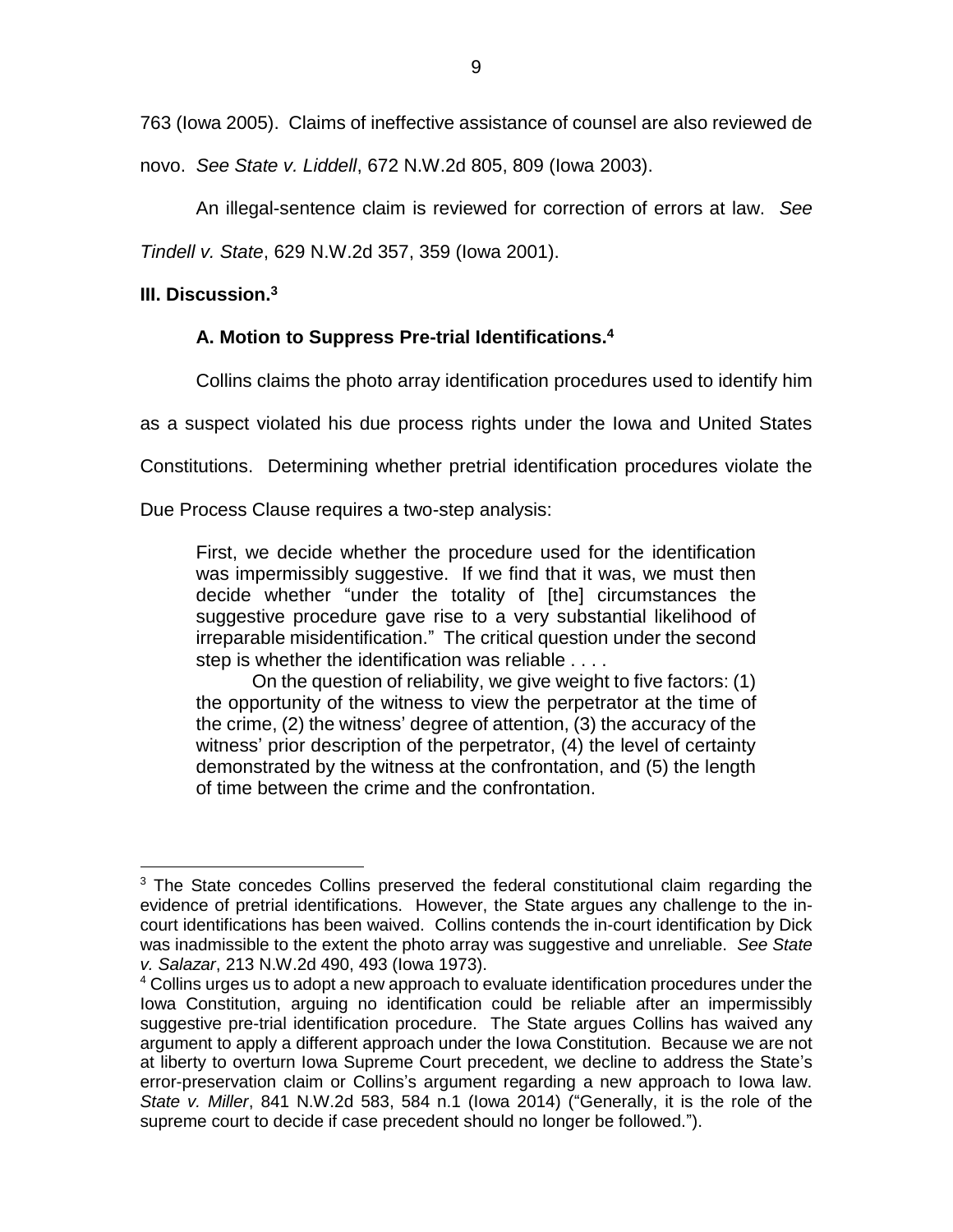763 (Iowa 2005). Claims of ineffective assistance of counsel are also reviewed de novo. *See State v. Liddell*, 672 N.W.2d 805, 809 (Iowa 2003).

An illegal-sentence claim is reviewed for correction of errors at law. *See Tindell v. State*, 629 N.W.2d 357, 359 (Iowa 2001).

**III. Discussion.**[3]

**A. Motion to Suppress Pre-trial Identifications.**[4]

Collins claims the photo array identification procedures used to identify him as a suspect violated his due process rights under the Iowa and United States Constitutions. Determining whether pretrial identification procedures violate the Due Process Clause requires a two-step analysis:

> First, we decide whether the procedure used for the identification was impermissibly suggestive. If we find that it was, we must then decide whether "under the totality of [the] circumstances the suggestive procedure gave rise to a very substantial likelihood of irreparable misidentification." The critical question under the second step is whether the identification was reliable . . . .
>
> On the question of reliability, we give weight to five factors: (1) the opportunity of the witness to view the perpetrator at the time of the crime, (2) the witness' degree of attention, (3) the accuracy of the witness' prior description of the perpetrator, (4) the level of certainty demonstrated by the witness at the confrontation, and (5) the length of time between the crime and the confrontation.

---

[3] The State concedes Collins preserved the federal constitutional claim regarding the evidence of pretrial identifications. However, the State argues any challenge to the in-court identifications has been waived. Collins contends the in-court identification by Dick was inadmissible to the extent the photo array was suggestive and unreliable. *See State v. Salazar*, 213 N.W.2d 490, 493 (Iowa 1973).

[4] Collins urges us to adopt a new approach to evaluate identification procedures under the Iowa Constitution, arguing no identification could be reliable after an impermissibly suggestive pre-trial identification procedure. The State argues Collins has waived any argument to apply a different approach under the Iowa Constitution. Because we are not at liberty to overturn Iowa Supreme Court precedent, we decline to address the State's error-preservation claim or Collins's argument regarding a new approach to Iowa law. *State v. Miller*, 841 N.W.2d 583, 584 n.1 (Iowa 2014) ("Generally, it is the role of the supreme court to decide if case precedent should no longer be followed.").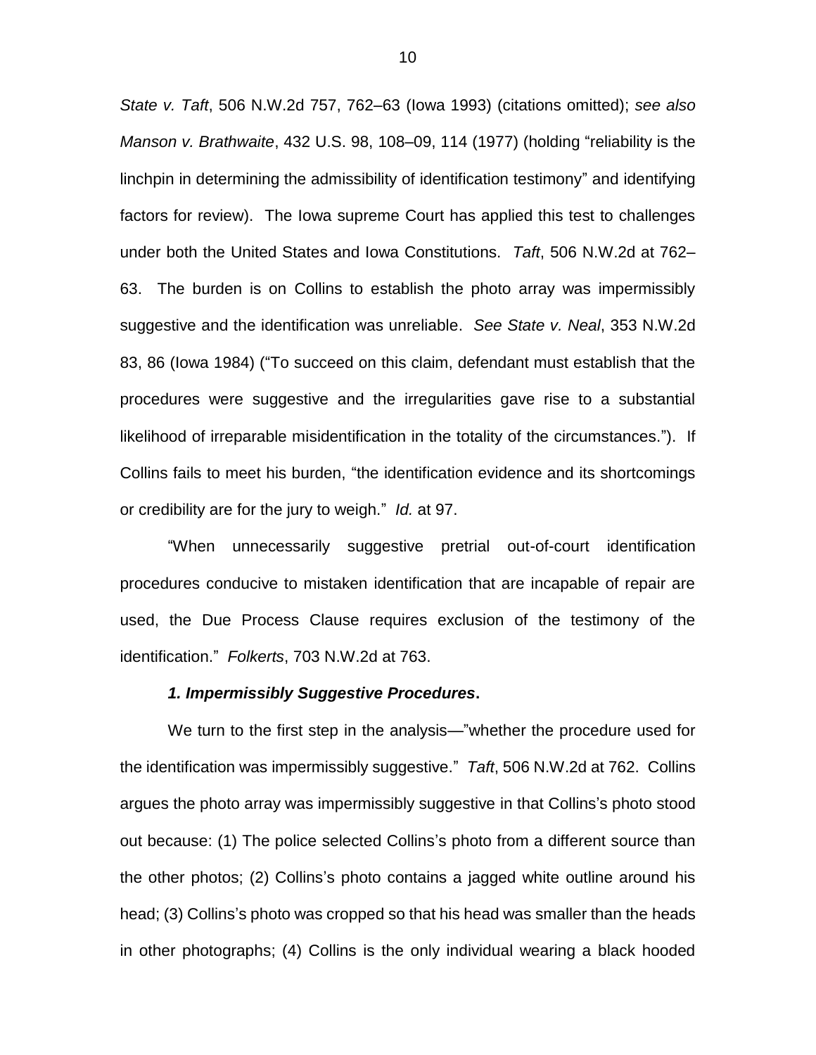*State v. Taft*, 506 N.W.2d 757, 762–63 (Iowa 1993) (citations omitted); *see also Manson v. Brathwaite*, 432 U.S. 98, 108–09, 114 (1977) (holding "reliability is the linchpin in determining the admissibility of identification testimony" and identifying factors for review). The Iowa supreme Court has applied this test to challenges under both the United States and Iowa Constitutions. *Taft*, 506 N.W.2d at 762–63. The burden is on Collins to establish the photo array was impermissibly suggestive and the identification was unreliable. *See State v. Neal*, 353 N.W.2d 83, 86 (Iowa 1984) ("To succeed on this claim, defendant must establish that the procedures were suggestive and the irregularities gave rise to a substantial likelihood of irreparable misidentification in the totality of the circumstances."). If Collins fails to meet his burden, "the identification evidence and its shortcomings or credibility are for the jury to weigh." *Id.* at 97.

"When unnecessarily suggestive pretrial out-of-court identification procedures conducive to mistaken identification that are incapable of repair are used, the Due Process Clause requires exclusion of the testimony of the identification." *Folkerts*, 703 N.W.2d at 763.

***1. Impermissibly Suggestive Procedures*.**

We turn to the first step in the analysis—"whether the procedure used for the identification was impermissibly suggestive." *Taft*, 506 N.W.2d at 762. Collins argues the photo array was impermissibly suggestive in that Collins's photo stood out because: (1) The police selected Collins's photo from a different source than the other photos; (2) Collins's photo contains a jagged white outline around his head; (3) Collins's photo was cropped so that his head was smaller than the heads in other photographs; (4) Collins is the only individual wearing a black hooded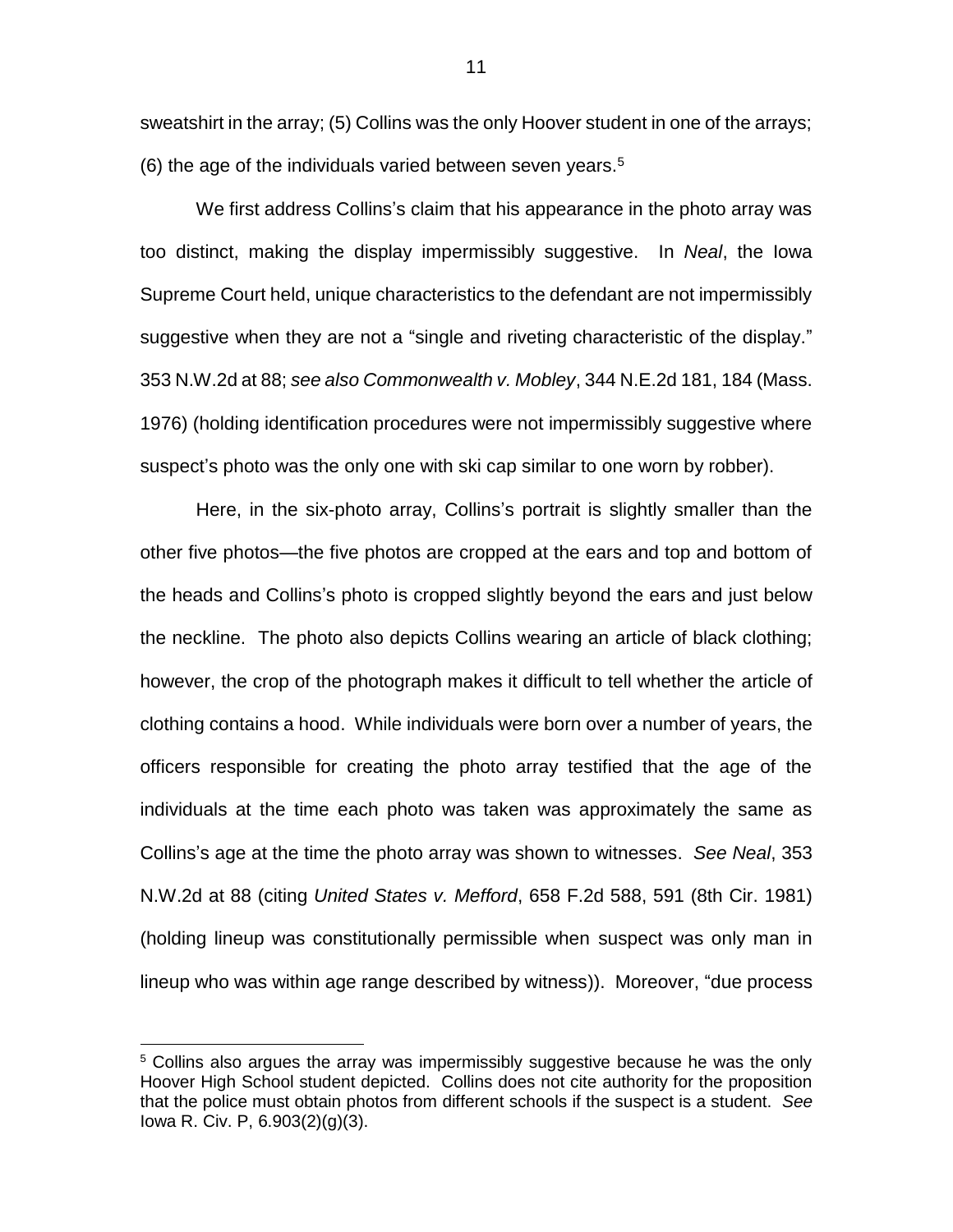sweatshirt in the array; (5) Collins was the only Hoover student in one of the arrays; (6) the age of the individuals varied between seven years.[5]

We first address Collins's claim that his appearance in the photo array was too distinct, making the display impermissibly suggestive. In *Neal*, the Iowa Supreme Court held, unique characteristics to the defendant are not impermissibly suggestive when they are not a "single and riveting characteristic of the display." 353 N.W.2d at 88; *see also Commonwealth v. Mobley*, 344 N.E.2d 181, 184 (Mass. 1976) (holding identification procedures were not impermissibly suggestive where suspect's photo was the only one with ski cap similar to one worn by robber).

Here, in the six-photo array, Collins's portrait is slightly smaller than the other five photos—the five photos are cropped at the ears and top and bottom of the heads and Collins's photo is cropped slightly beyond the ears and just below the neckline. The photo also depicts Collins wearing an article of black clothing; however, the crop of the photograph makes it difficult to tell whether the article of clothing contains a hood. While individuals were born over a number of years, the officers responsible for creating the photo array testified that the age of the individuals at the time each photo was taken was approximately the same as Collins's age at the time the photo array was shown to witnesses. *See Neal*, 353 N.W.2d at 88 (citing *United States v. Mefford*, 658 F.2d 588, 591 (8th Cir. 1981) (holding lineup was constitutionally permissible when suspect was only man in lineup who was within age range described by witness)). Moreover, "due process

---

[5] Collins also argues the array was impermissibly suggestive because he was the only Hoover High School student depicted. Collins does not cite authority for the proposition that the police must obtain photos from different schools if the suspect is a student. *See* Iowa R. Civ. P, 6.903(2)(g)(3).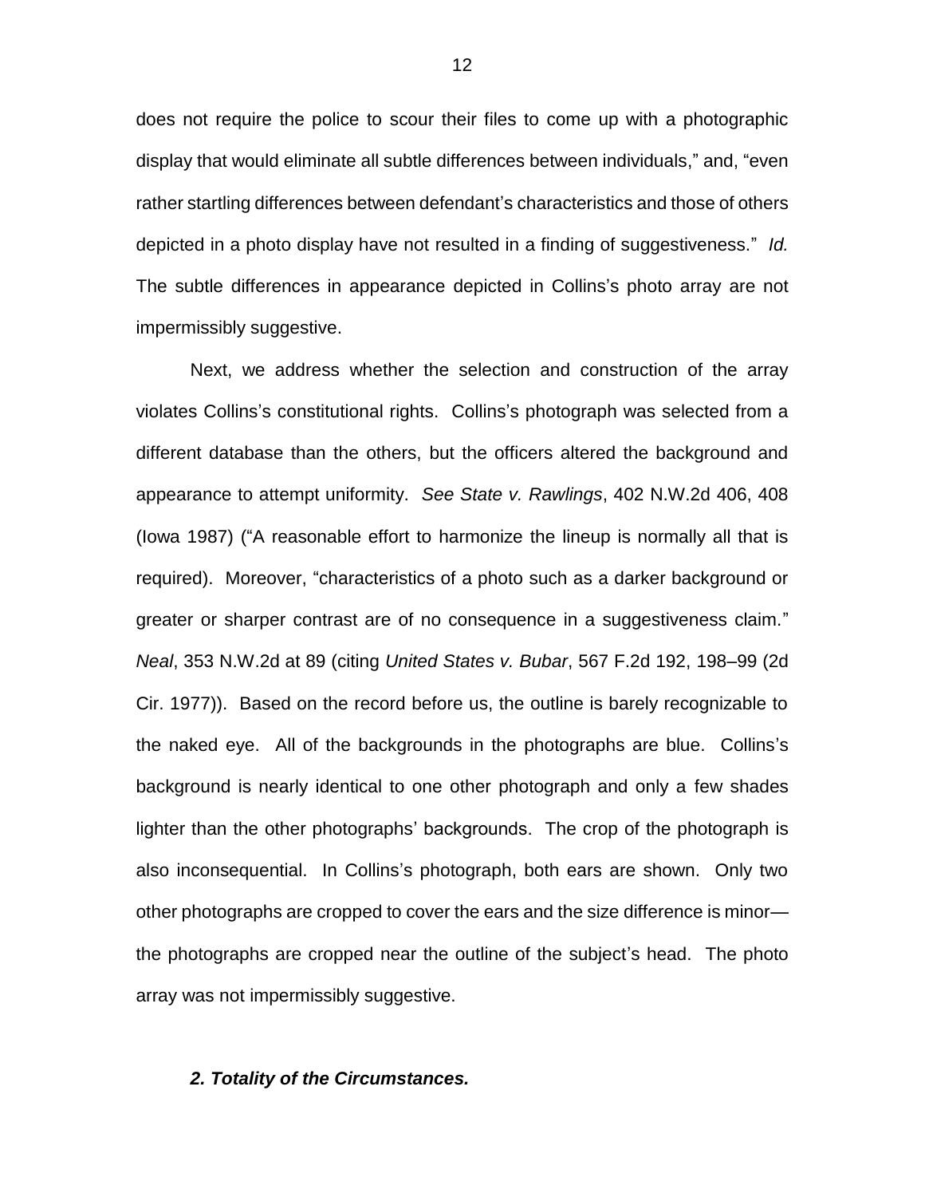does not require the police to scour their files to come up with a photographic display that would eliminate all subtle differences between individuals," and, "even rather startling differences between defendant's characteristics and those of others depicted in a photo display have not resulted in a finding of suggestiveness." *Id.* The subtle differences in appearance depicted in Collins's photo array are not impermissibly suggestive.

Next, we address whether the selection and construction of the array violates Collins's constitutional rights. Collins's photograph was selected from a different database than the others, but the officers altered the background and appearance to attempt uniformity. *See State v. Rawlings*, 402 N.W.2d 406, 408 (Iowa 1987) ("A reasonable effort to harmonize the lineup is normally all that is required). Moreover, "characteristics of a photo such as a darker background or greater or sharper contrast are of no consequence in a suggestiveness claim." *Neal*, 353 N.W.2d at 89 (citing *United States v. Bubar*, 567 F.2d 192, 198–99 (2d Cir. 1977)). Based on the record before us, the outline is barely recognizable to the naked eye. All of the backgrounds in the photographs are blue. Collins's background is nearly identical to one other photograph and only a few shades lighter than the other photographs' backgrounds. The crop of the photograph is also inconsequential. In Collins's photograph, both ears are shown. Only two other photographs are cropped to cover the ears and the size difference is minor—the photographs are cropped near the outline of the subject's head. The photo array was not impermissibly suggestive.

### ***2. Totality of the Circumstances.***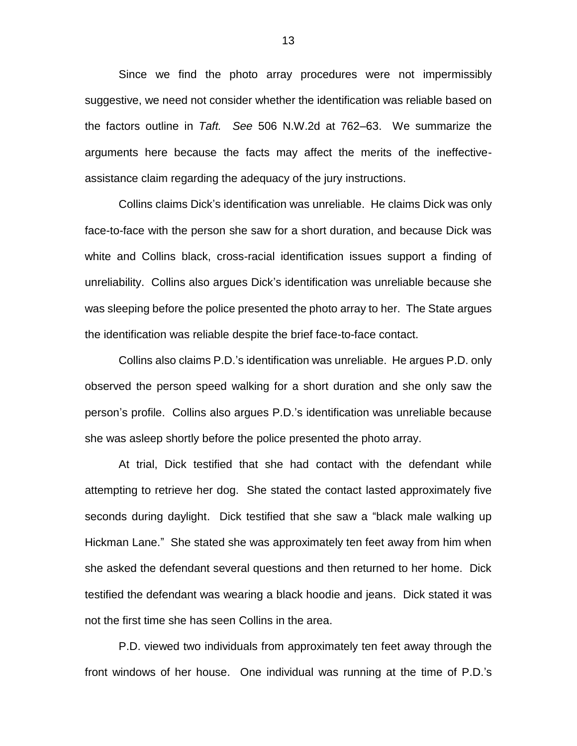Since we find the photo array procedures were not impermissibly suggestive, we need not consider whether the identification was reliable based on the factors outline in *Taft.* *See* 506 N.W.2d at 762–63. We summarize the arguments here because the facts may affect the merits of the ineffective-assistance claim regarding the adequacy of the jury instructions.

Collins claims Dick's identification was unreliable. He claims Dick was only face-to-face with the person she saw for a short duration, and because Dick was white and Collins black, cross-racial identification issues support a finding of unreliability. Collins also argues Dick's identification was unreliable because she was sleeping before the police presented the photo array to her. The State argues the identification was reliable despite the brief face-to-face contact.

Collins also claims P.D.'s identification was unreliable. He argues P.D. only observed the person speed walking for a short duration and she only saw the person's profile. Collins also argues P.D.'s identification was unreliable because she was asleep shortly before the police presented the photo array.

At trial, Dick testified that she had contact with the defendant while attempting to retrieve her dog. She stated the contact lasted approximately five seconds during daylight. Dick testified that she saw a "black male walking up Hickman Lane." She stated she was approximately ten feet away from him when she asked the defendant several questions and then returned to her home. Dick testified the defendant was wearing a black hoodie and jeans. Dick stated it was not the first time she has seen Collins in the area.

P.D. viewed two individuals from approximately ten feet away through the front windows of her house. One individual was running at the time of P.D.'s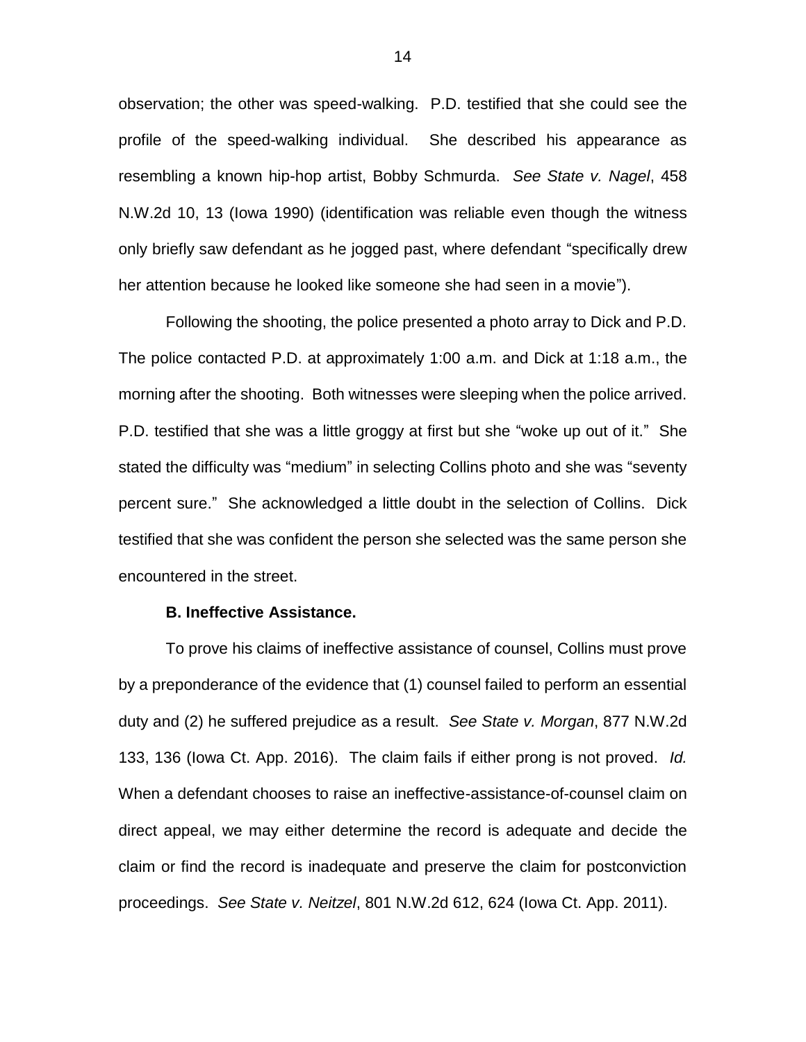observation; the other was speed-walking. P.D. testified that she could see the profile of the speed-walking individual. She described his appearance as resembling a known hip-hop artist, Bobby Schmurda. *See State v. Nagel*, 458 N.W.2d 10, 13 (Iowa 1990) (identification was reliable even though the witness only briefly saw defendant as he jogged past, where defendant "specifically drew her attention because he looked like someone she had seen in a movie").

Following the shooting, the police presented a photo array to Dick and P.D. The police contacted P.D. at approximately 1:00 a.m. and Dick at 1:18 a.m., the morning after the shooting. Both witnesses were sleeping when the police arrived. P.D. testified that she was a little groggy at first but she "woke up out of it." She stated the difficulty was "medium" in selecting Collins photo and she was "seventy percent sure." She acknowledged a little doubt in the selection of Collins. Dick testified that she was confident the person she selected was the same person she encountered in the street.

**B. Ineffective Assistance.**

To prove his claims of ineffective assistance of counsel, Collins must prove by a preponderance of the evidence that (1) counsel failed to perform an essential duty and (2) he suffered prejudice as a result. *See State v. Morgan*, 877 N.W.2d 133, 136 (Iowa Ct. App. 2016). The claim fails if either prong is not proved. *Id.* When a defendant chooses to raise an ineffective-assistance-of-counsel claim on direct appeal, we may either determine the record is adequate and decide the claim or find the record is inadequate and preserve the claim for postconviction proceedings. *See State v. Neitzel*, 801 N.W.2d 612, 624 (Iowa Ct. App. 2011).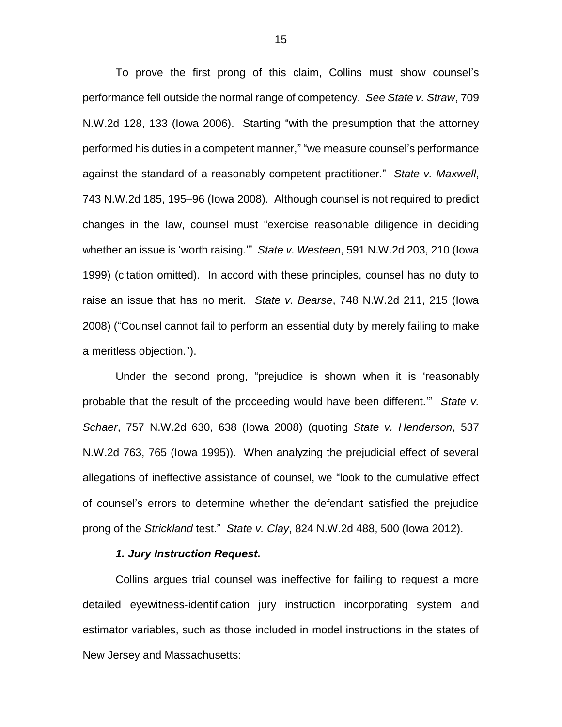To prove the first prong of this claim, Collins must show counsel's performance fell outside the normal range of competency. *See State v. Straw*, 709 N.W.2d 128, 133 (Iowa 2006). Starting "with the presumption that the attorney performed his duties in a competent manner," "we measure counsel's performance against the standard of a reasonably competent practitioner." *State v. Maxwell*, 743 N.W.2d 185, 195–96 (Iowa 2008). Although counsel is not required to predict changes in the law, counsel must "exercise reasonable diligence in deciding whether an issue is 'worth raising.'" *State v. Westeen*, 591 N.W.2d 203, 210 (Iowa 1999) (citation omitted). In accord with these principles, counsel has no duty to raise an issue that has no merit. *State v. Bearse*, 748 N.W.2d 211, 215 (Iowa 2008) ("Counsel cannot fail to perform an essential duty by merely failing to make a meritless objection.").

Under the second prong, "prejudice is shown when it is 'reasonably probable that the result of the proceeding would have been different.'" *State v. Schaer*, 757 N.W.2d 630, 638 (Iowa 2008) (quoting *State v. Henderson*, 537 N.W.2d 763, 765 (Iowa 1995)). When analyzing the prejudicial effect of several allegations of ineffective assistance of counsel, we "look to the cumulative effect of counsel's errors to determine whether the defendant satisfied the prejudice prong of the *Strickland* test." *State v. Clay*, 824 N.W.2d 488, 500 (Iowa 2012).

### *1. Jury Instruction Request.*

Collins argues trial counsel was ineffective for failing to request a more detailed eyewitness-identification jury instruction incorporating system and estimator variables, such as those included in model instructions in the states of New Jersey and Massachusetts: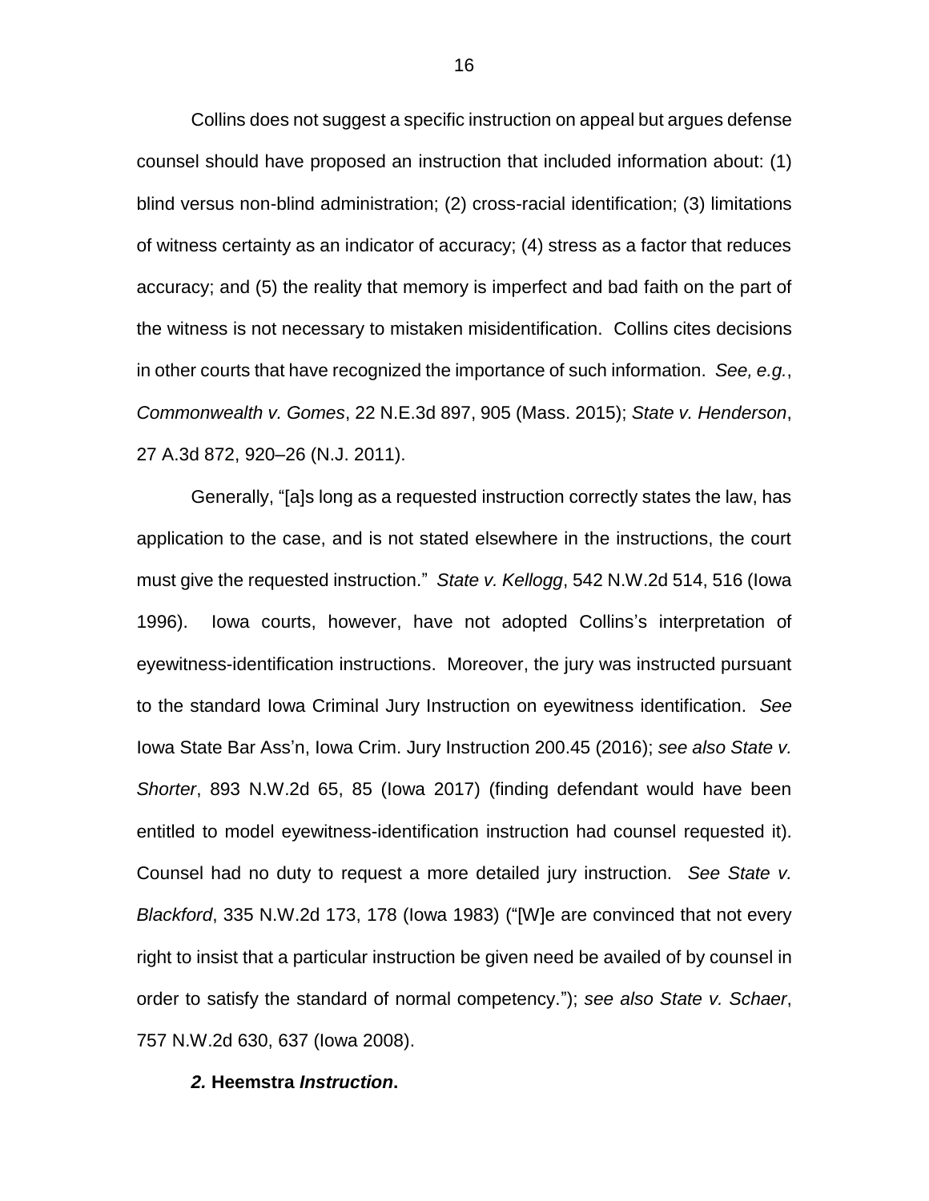Collins does not suggest a specific instruction on appeal but argues defense counsel should have proposed an instruction that included information about: (1) blind versus non-blind administration; (2) cross-racial identification; (3) limitations of witness certainty as an indicator of accuracy; (4) stress as a factor that reduces accuracy; and (5) the reality that memory is imperfect and bad faith on the part of the witness is not necessary to mistaken misidentification. Collins cites decisions in other courts that have recognized the importance of such information. *See, e.g.*, *Commonwealth v. Gomes*, 22 N.E.3d 897, 905 (Mass. 2015); *State v. Henderson*, 27 A.3d 872, 920–26 (N.J. 2011).

Generally, "[a]s long as a requested instruction correctly states the law, has application to the case, and is not stated elsewhere in the instructions, the court must give the requested instruction." *State v. Kellogg*, 542 N.W.2d 514, 516 (Iowa 1996). Iowa courts, however, have not adopted Collins's interpretation of eyewitness-identification instructions. Moreover, the jury was instructed pursuant to the standard Iowa Criminal Jury Instruction on eyewitness identification. *See* Iowa State Bar Ass'n, Iowa Crim. Jury Instruction 200.45 (2016); *see also State v. Shorter*, 893 N.W.2d 65, 85 (Iowa 2017) (finding defendant would have been entitled to model eyewitness-identification instruction had counsel requested it). Counsel had no duty to request a more detailed jury instruction. *See State v. Blackford*, 335 N.W.2d 173, 178 (Iowa 1983) ("[W]e are convinced that not every right to insist that a particular instruction be given need be availed of by counsel in order to satisfy the standard of normal competency."); *see also State v. Schaer*, 757 N.W.2d 630, 637 (Iowa 2008).

### *2.* **Heemstra** *Instruction***.**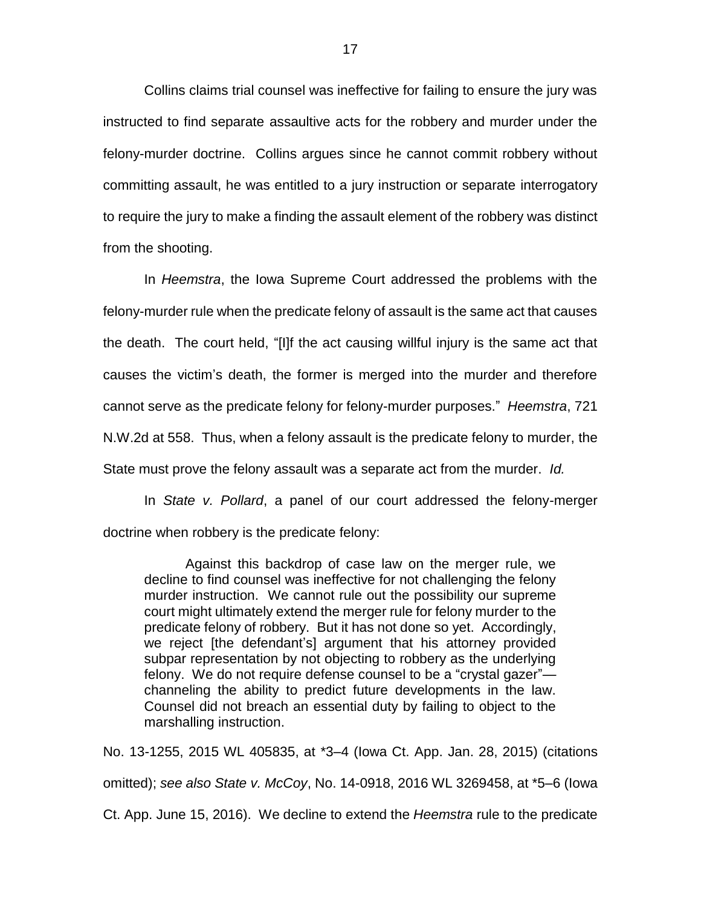Collins claims trial counsel was ineffective for failing to ensure the jury was instructed to find separate assaultive acts for the robbery and murder under the felony-murder doctrine. Collins argues since he cannot commit robbery without committing assault, he was entitled to a jury instruction or separate interrogatory to require the jury to make a finding the assault element of the robbery was distinct from the shooting.

In *Heemstra*, the Iowa Supreme Court addressed the problems with the felony-murder rule when the predicate felony of assault is the same act that causes the death. The court held, "[I]f the act causing willful injury is the same act that causes the victim's death, the former is merged into the murder and therefore cannot serve as the predicate felony for felony-murder purposes." *Heemstra*, 721 N.W.2d at 558. Thus, when a felony assault is the predicate felony to murder, the State must prove the felony assault was a separate act from the murder. *Id.*

In *State v. Pollard*, a panel of our court addressed the felony-merger doctrine when robbery is the predicate felony:

> Against this backdrop of case law on the merger rule, we decline to find counsel was ineffective for not challenging the felony murder instruction. We cannot rule out the possibility our supreme court might ultimately extend the merger rule for felony murder to the predicate felony of robbery. But it has not done so yet. Accordingly, we reject [the defendant's] argument that his attorney provided subpar representation by not objecting to robbery as the underlying felony. We do not require defense counsel to be a "crystal gazer"—channeling the ability to predict future developments in the law. Counsel did not breach an essential duty by failing to object to the marshalling instruction.

No. 13-1255, 2015 WL 405835, at *3–4 (Iowa Ct. App. Jan. 28, 2015) (citations omitted); *see also State v. McCoy*, No. 14-0918, 2016 WL 3269458, at *5–6 (Iowa Ct. App. June 15, 2016). We decline to extend the *Heemstra* rule to the predicate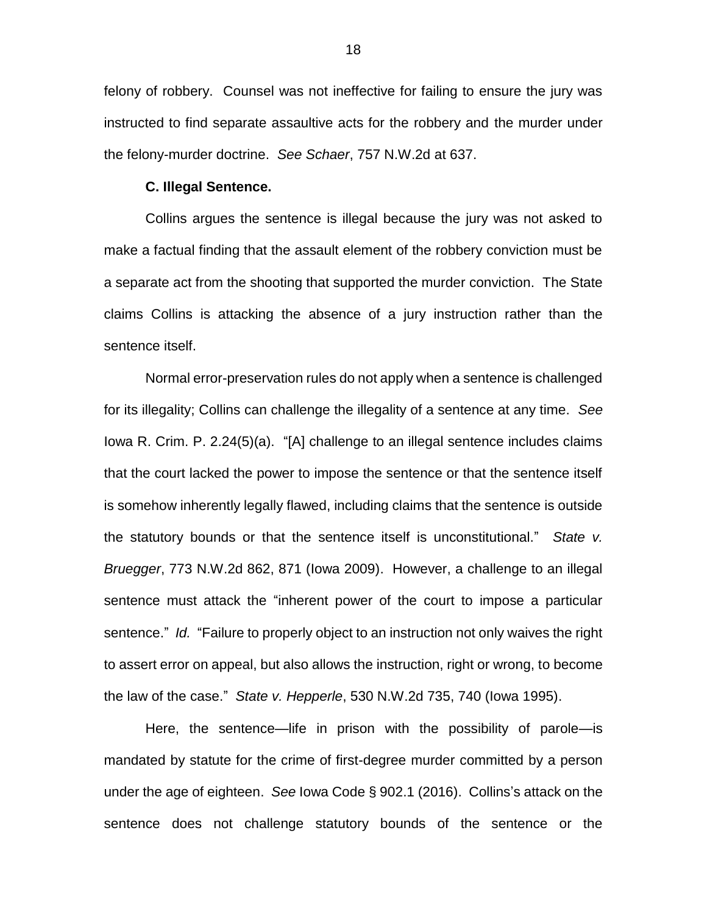felony of robbery. Counsel was not ineffective for failing to ensure the jury was instructed to find separate assaultive acts for the robbery and the murder under the felony-murder doctrine. *See Schaer*, 757 N.W.2d at 637.

**C. Illegal Sentence.**

Collins argues the sentence is illegal because the jury was not asked to make a factual finding that the assault element of the robbery conviction must be a separate act from the shooting that supported the murder conviction. The State claims Collins is attacking the absence of a jury instruction rather than the sentence itself.

Normal error-preservation rules do not apply when a sentence is challenged for its illegality; Collins can challenge the illegality of a sentence at any time. *See* Iowa R. Crim. P. 2.24(5)(a). "[A] challenge to an illegal sentence includes claims that the court lacked the power to impose the sentence or that the sentence itself is somehow inherently legally flawed, including claims that the sentence is outside the statutory bounds or that the sentence itself is unconstitutional." *State v. Bruegger*, 773 N.W.2d 862, 871 (Iowa 2009). However, a challenge to an illegal sentence must attack the "inherent power of the court to impose a particular sentence." *Id.* "Failure to properly object to an instruction not only waives the right to assert error on appeal, but also allows the instruction, right or wrong, to become the law of the case." *State v. Hepperle*, 530 N.W.2d 735, 740 (Iowa 1995).

Here, the sentence—life in prison with the possibility of parole—is mandated by statute for the crime of first-degree murder committed by a person under the age of eighteen. *See* Iowa Code § 902.1 (2016). Collins's attack on the sentence does not challenge statutory bounds of the sentence or the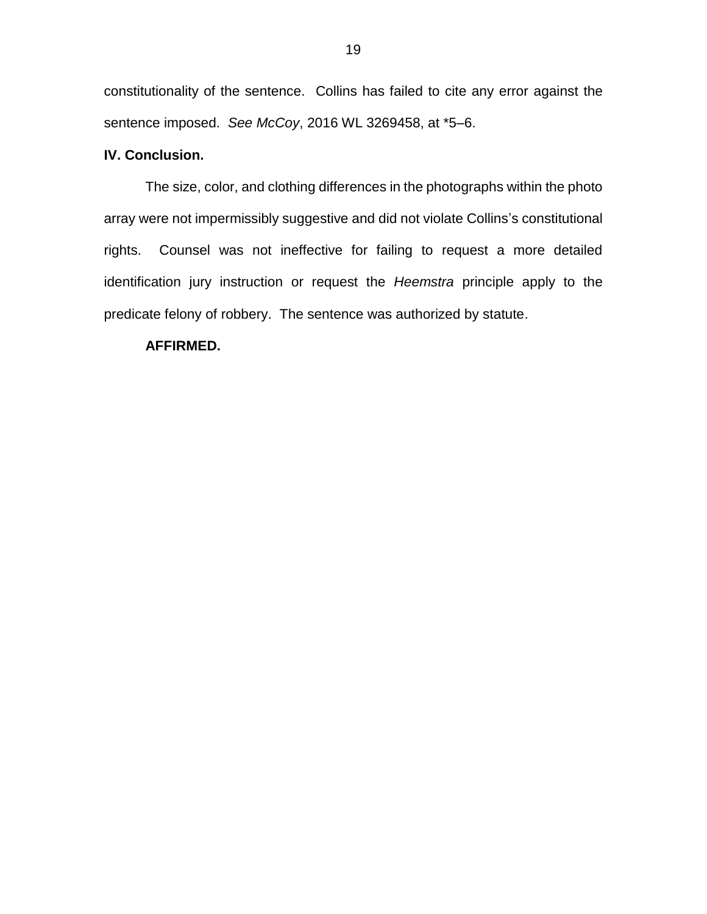constitutionality of the sentence. Collins has failed to cite any error against the sentence imposed. *See McCoy*, 2016 WL 3269458, at *5–6.

**IV. Conclusion.**

The size, color, and clothing differences in the photographs within the photo array were not impermissibly suggestive and did not violate Collins's constitutional rights. Counsel was not ineffective for failing to request a more detailed identification jury instruction or request the *Heemstra* principle apply to the predicate felony of robbery. The sentence was authorized by statute.

**AFFIRMED.**